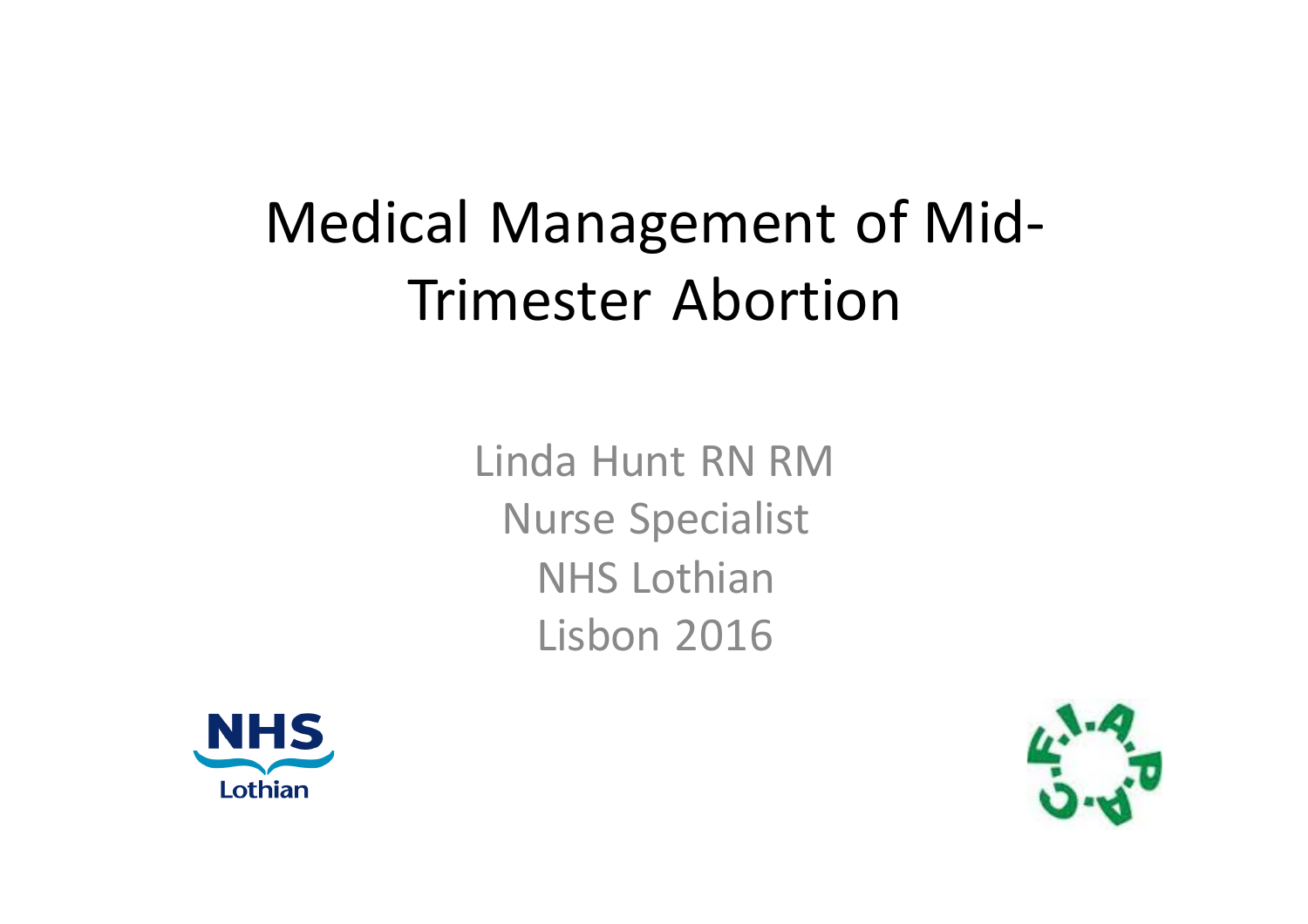# Medical Management of Mid-Trimester Abortion

Linda Hunt RN RM

Nurse Specialist

NHS Lothian

Lisbon 2016

NHS Lothian

C.F.I.A.P.A.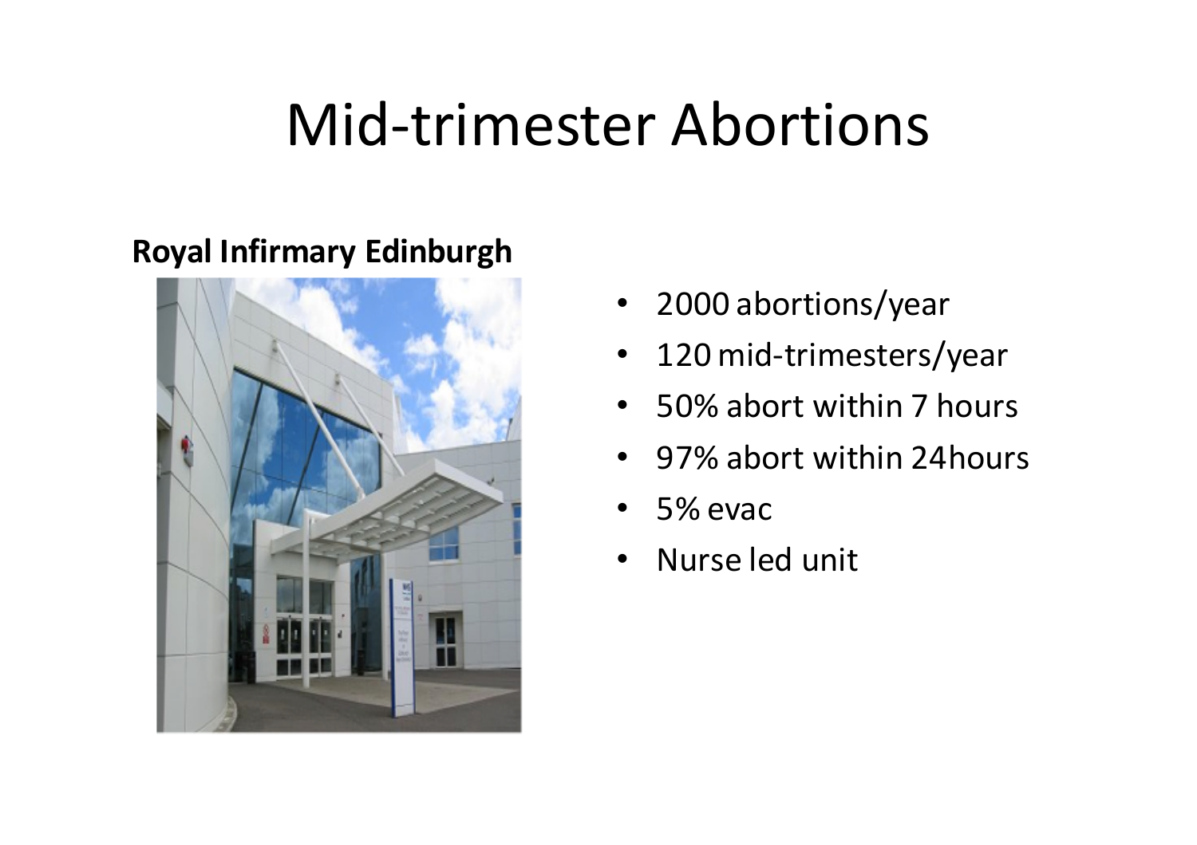# Mid-trimester Abortions

**Royal Infirmary Edinburgh**

- 2000 abortions/year
- 120 mid-trimesters/year
- 50% abort within 7 hours
- 97% abort within 24hours
- 5% evac
- Nurse led unit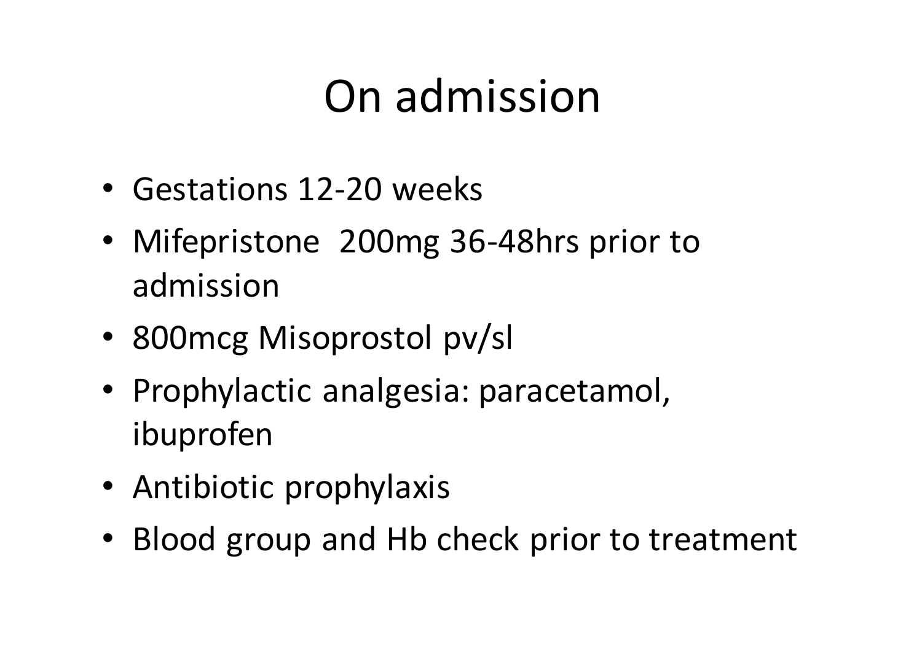# On admission

- Gestations 12-20 weeks
- Mifepristone 200mg 36-48hrs prior to admission
- 800mcg Misoprostol pv/sl
- Prophylactic analgesia: paracetamol, ibuprofen
- Antibiotic prophylaxis
- Blood group and Hb check prior to treatment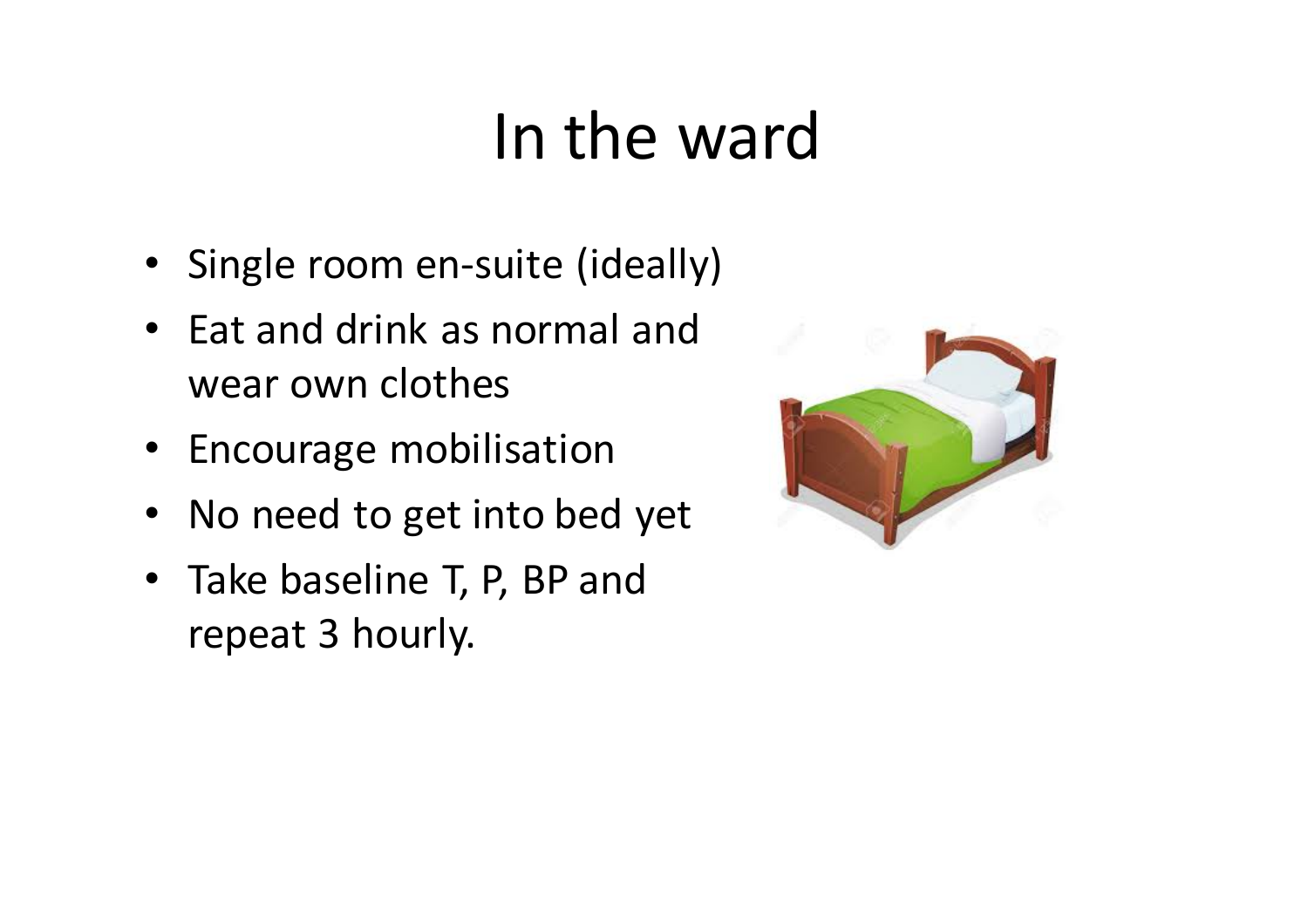# In the ward

- Single room en-suite (ideally)
- Eat and drink as normal and wear own clothes
- Encourage mobilisation
- No need to get into bed yet
- Take baseline T, P, BP and repeat 3 hourly.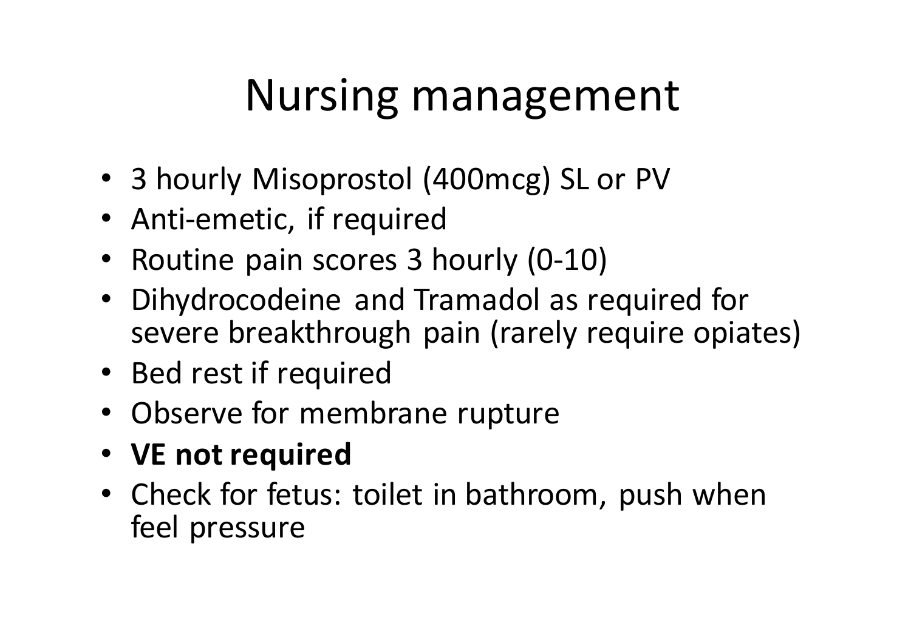# Nursing management

- 3 hourly Misoprostol (400mcg) SL or PV
- Anti-emetic, if required
- Routine pain scores 3 hourly (0-10)
- Dihydrocodeine and Tramadol as required for severe breakthrough pain (rarely require opiates)
- Bed rest if required
- Observe for membrane rupture
- **VE not required**
- Check for fetus: toilet in bathroom, push when feel pressure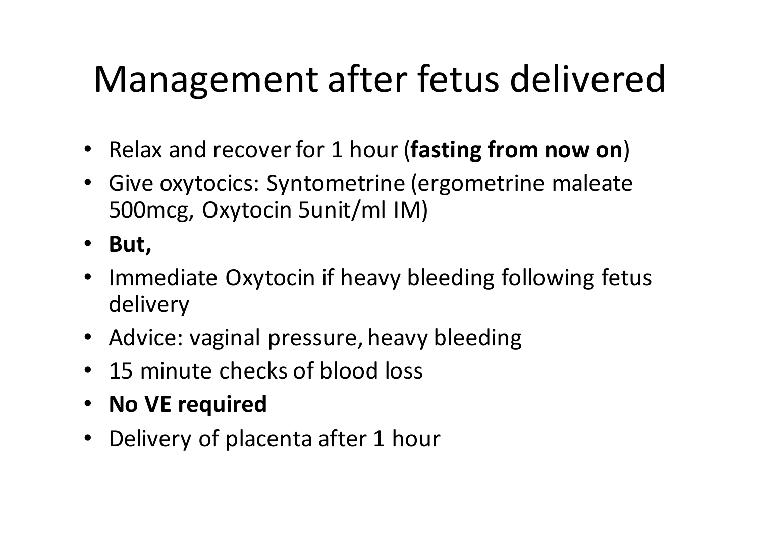# Management after fetus delivered

- Relax and recover for 1 hour (**fasting from now on**)
- Give oxytocics: Syntometrine (ergometrine maleate 500mcg, Oxytocin 5unit/ml IM)
- **But,**
- Immediate Oxytocin if heavy bleeding following fetus delivery
- Advice: vaginal pressure, heavy bleeding
- 15 minute checks of blood loss
- **No VE required**
- Delivery of placenta after 1 hour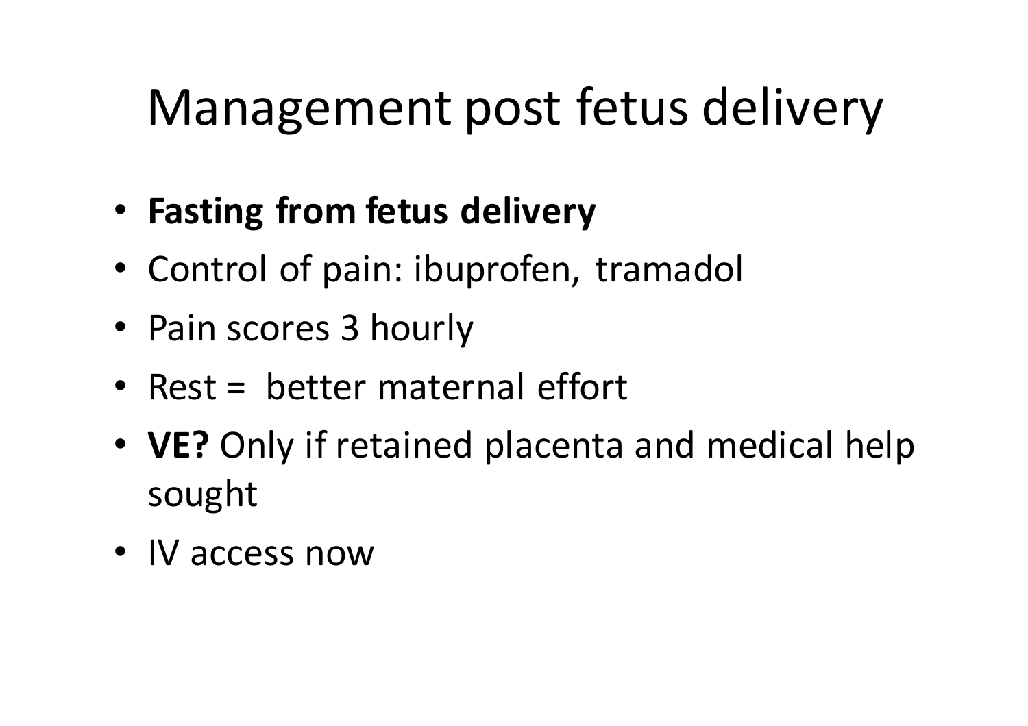# Management post fetus delivery

- **Fasting from fetus delivery**
- Control of pain: ibuprofen, tramadol
- Pain scores 3 hourly
- Rest = better maternal effort
- **VE?** Only if retained placenta and medical help sought
- IV access now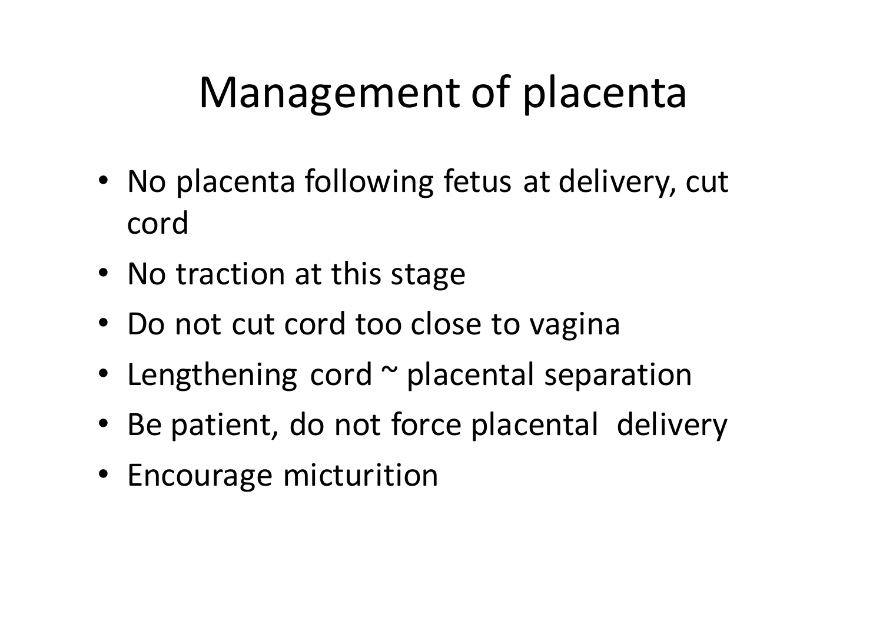# Management of placenta

- No placenta following fetus at delivery, cut cord
- No traction at this stage
- Do not cut cord too close to vagina
- Lengthening cord ~ placental separation
- Be patient, do not force placental delivery
- Encourage micturition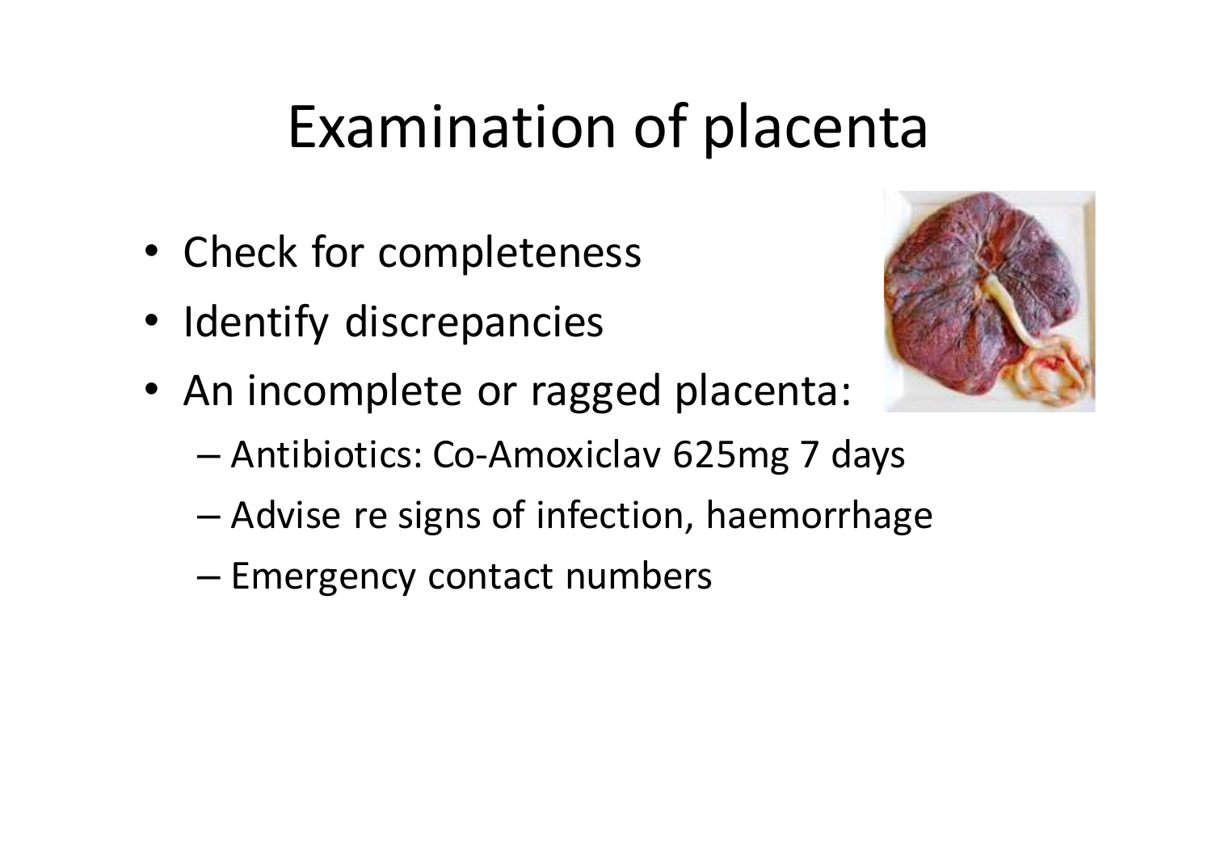# Examination of placenta

- Check for completeness
- Identify discrepancies
- An incomplete or ragged placenta:
  - Antibiotics: Co-Amoxiclav 625mg 7 days
  - Advise re signs of infection, haemorrhage
  - Emergency contact numbers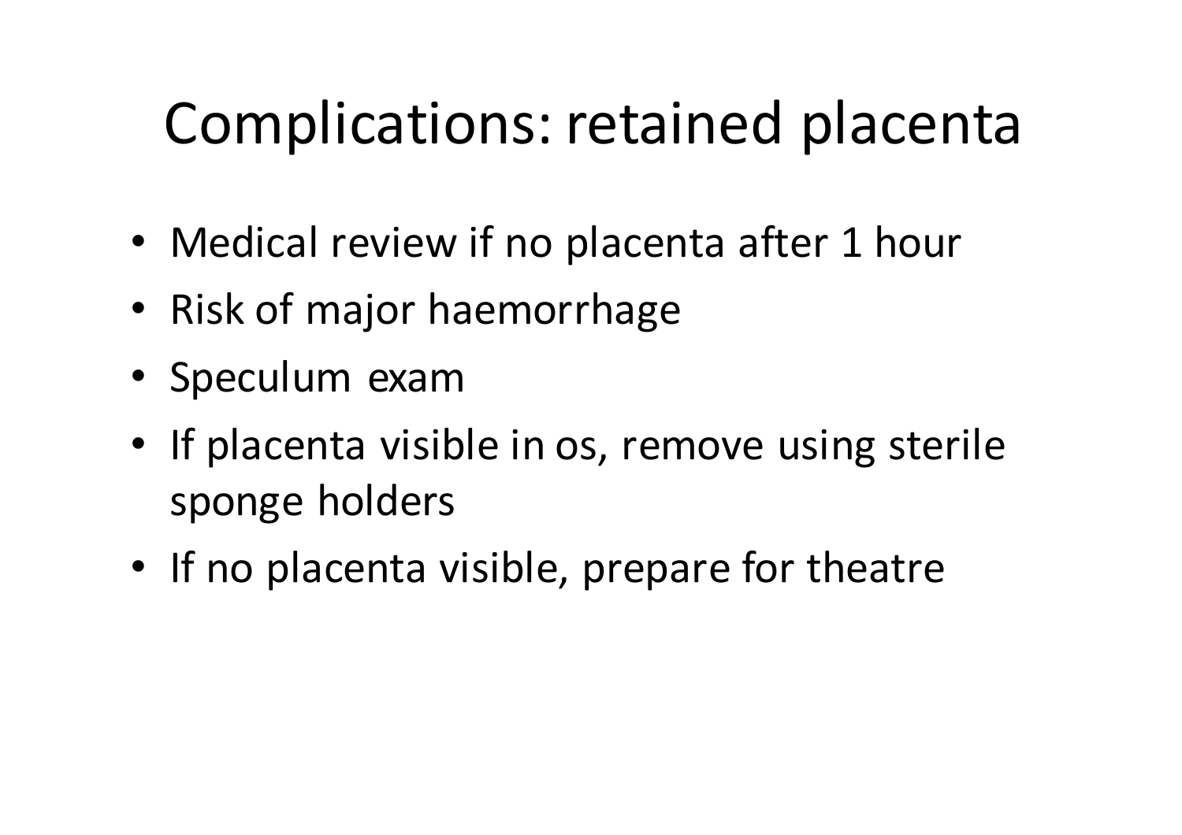# Complications: retained placenta

- Medical review if no placenta after 1 hour
- Risk of major haemorrhage
- Speculum exam
- If placenta visible in os, remove using sterile sponge holders
- If no placenta visible, prepare for theatre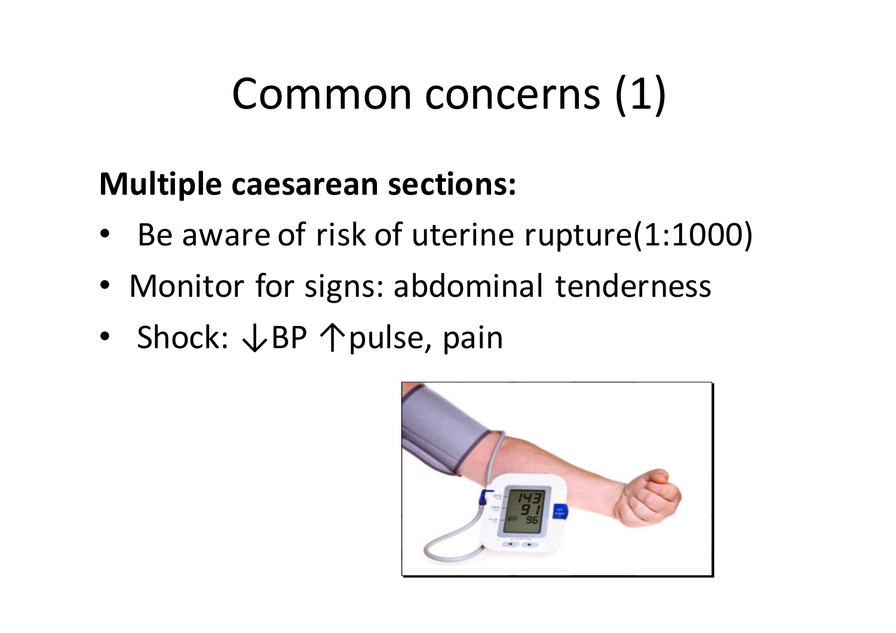# Common concerns (1)

**Multiple caesarean sections:**

- Be aware of risk of uterine rupture(1:1000)
- Monitor for signs: abdominal tenderness
- Shock: ↓BP ↑pulse, pain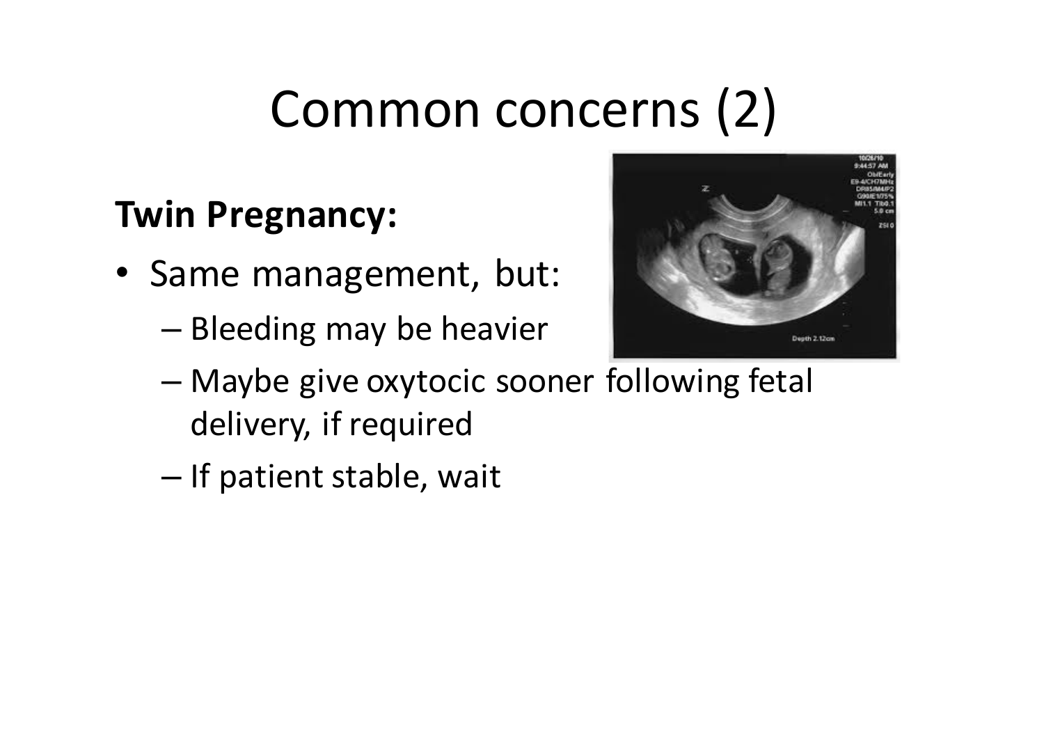# Common concerns (2)

**Twin Pregnancy:**

- Same management, but:
  - Bleeding may be heavier
  - Maybe give oxytocic sooner following fetal delivery, if required
  - If patient stable, wait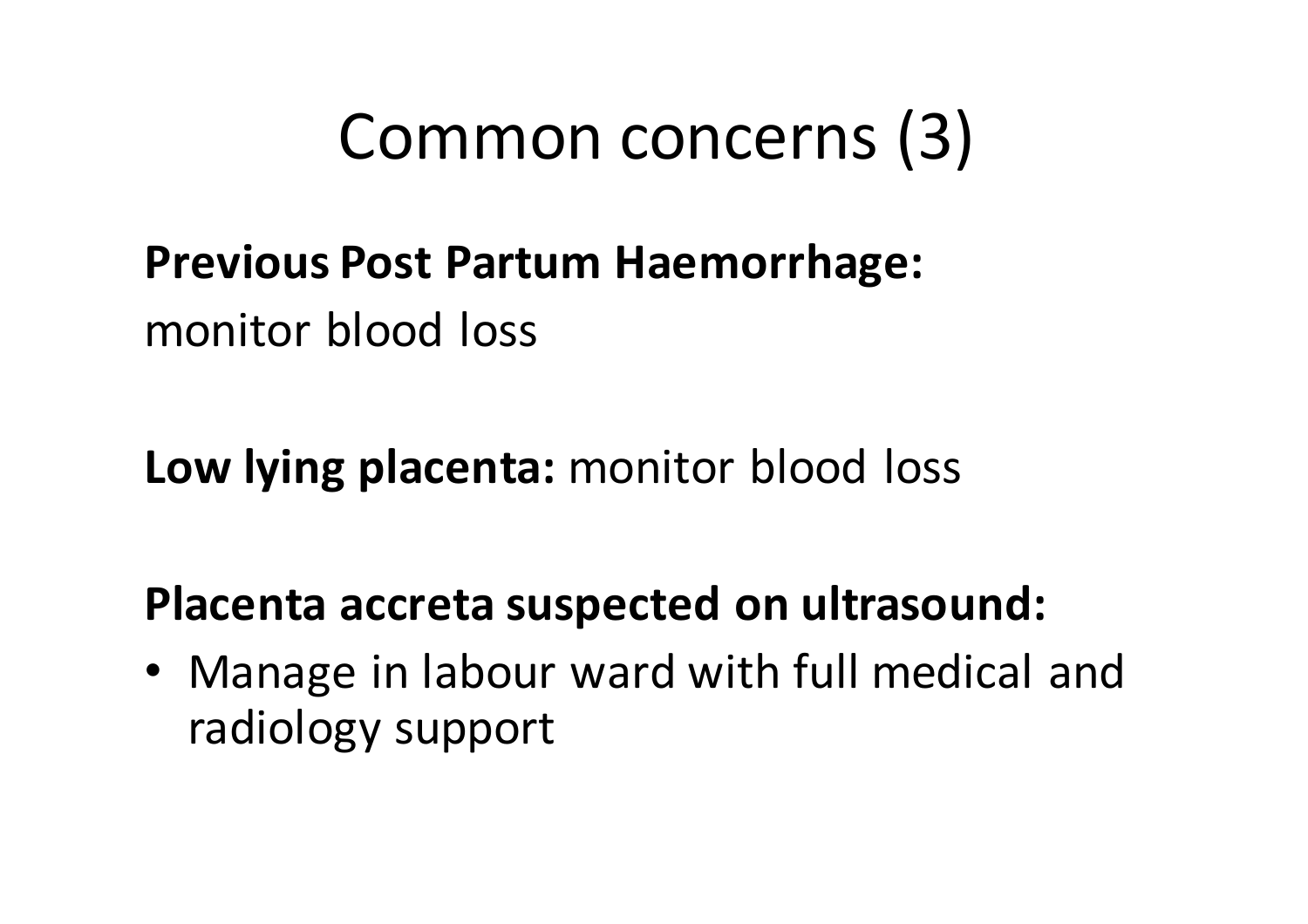# Common concerns (3)

**Previous Post Partum Haemorrhage:**
monitor blood loss

**Low lying placenta:** monitor blood loss

**Placenta accreta suspected on ultrasound:**

- Manage in labour ward with full medical and radiology support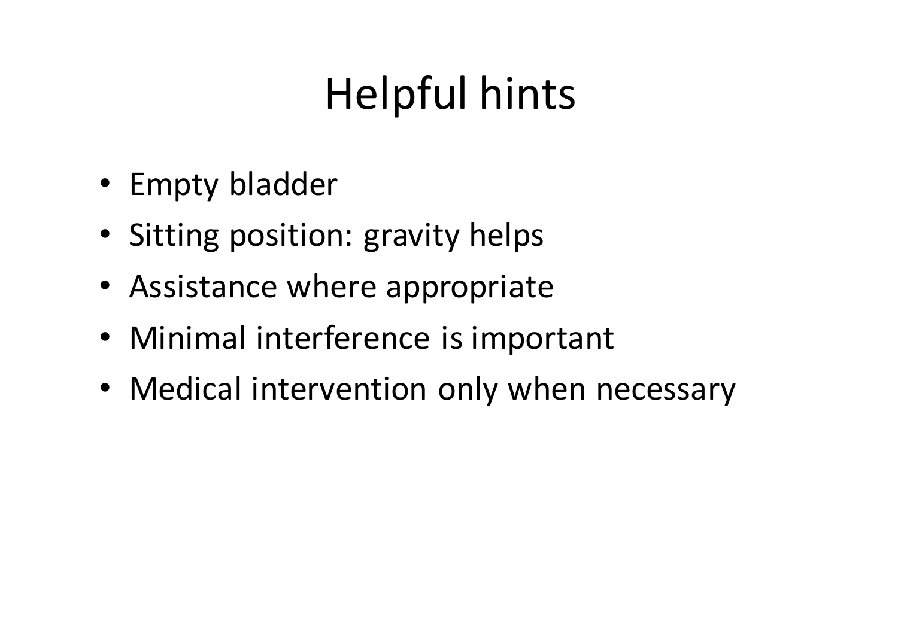# Helpful hints

- Empty bladder
- Sitting position: gravity helps
- Assistance where appropriate
- Minimal interference is important
- Medical intervention only when necessary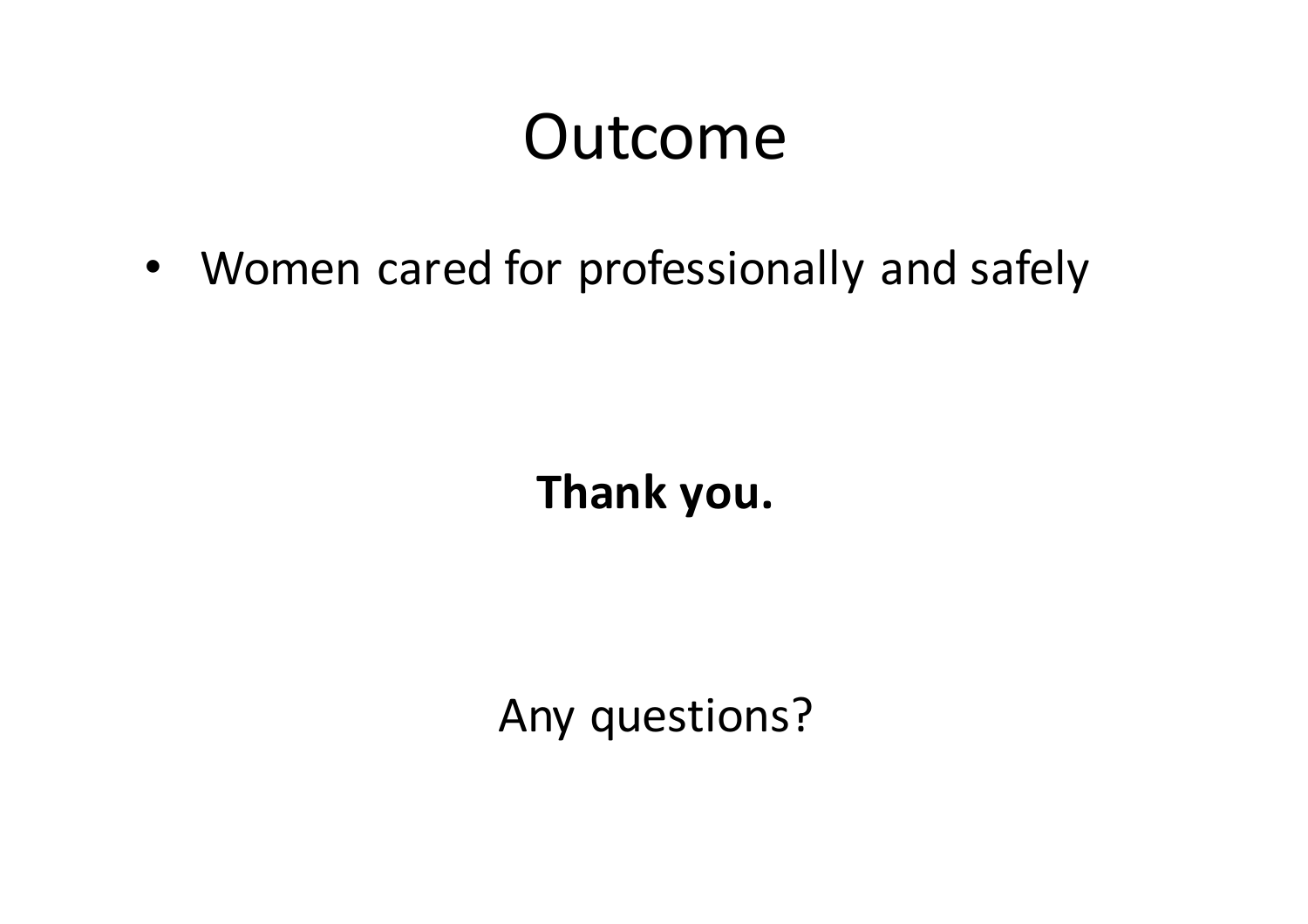# Outcome

- Women cared for professionally and safely

**Thank you.**

Any questions?